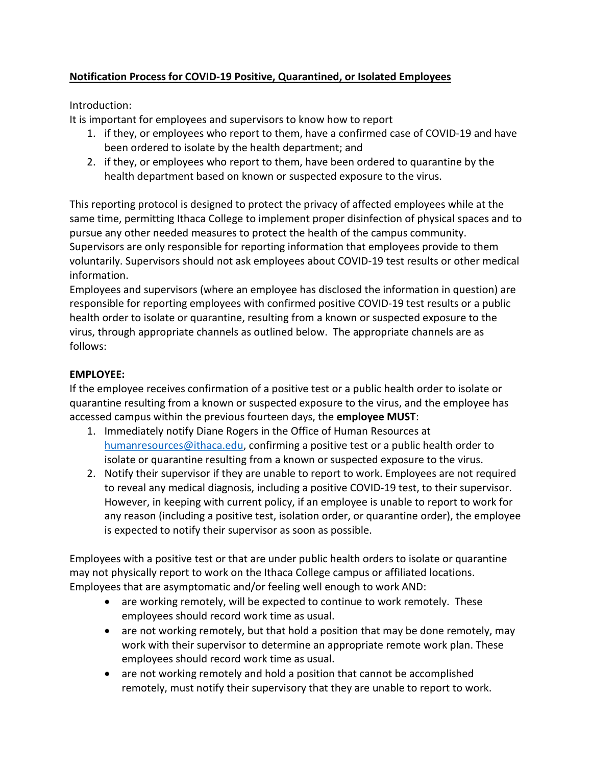**Notification Process for COVID-19 Positive, Quarantined, or Isolated Employees**

Introduction:
It is important for employees and supervisors to know how to report

1. if they, or employees who report to them, have a confirmed case of COVID-19 and have been ordered to isolate by the health department; and
2. if they, or employees who report to them, have been ordered to quarantine by the health department based on known or suspected exposure to the virus.

This reporting protocol is designed to protect the privacy of affected employees while at the same time, permitting Ithaca College to implement proper disinfection of physical spaces and to pursue any other needed measures to protect the health of the campus community. Supervisors are only responsible for reporting information that employees provide to them voluntarily. Supervisors should not ask employees about COVID-19 test results or other medical information.
Employees and supervisors (where an employee has disclosed the information in question) are responsible for reporting employees with confirmed positive COVID-19 test results or a public health order to isolate or quarantine, resulting from a known or suspected exposure to the virus, through appropriate channels as outlined below. The appropriate channels are as follows:

**EMPLOYEE:**
If the employee receives confirmation of a positive test or a public health order to isolate or quarantine resulting from a known or suspected exposure to the virus, and the employee has accessed campus within the previous fourteen days, the **employee MUST**:

1. Immediately notify Diane Rogers in the Office of Human Resources at [humanresources@ithaca.edu](mailto:humanresources@ithaca.edu), confirming a positive test or a public health order to isolate or quarantine resulting from a known or suspected exposure to the virus.
2. Notify their supervisor if they are unable to report to work. Employees are not required to reveal any medical diagnosis, including a positive COVID-19 test, to their supervisor. However, in keeping with current policy, if an employee is unable to report to work for any reason (including a positive test, isolation order, or quarantine order), the employee is expected to notify their supervisor as soon as possible.

Employees with a positive test or that are under public health orders to isolate or quarantine may not physically report to work on the Ithaca College campus or affiliated locations. Employees that are asymptomatic and/or feeling well enough to work AND:

- are working remotely, will be expected to continue to work remotely. These employees should record work time as usual.
- are not working remotely, but that hold a position that may be done remotely, may work with their supervisor to determine an appropriate remote work plan. These employees should record work time as usual.
- are not working remotely and hold a position that cannot be accomplished remotely, must notify their supervisory that they are unable to report to work.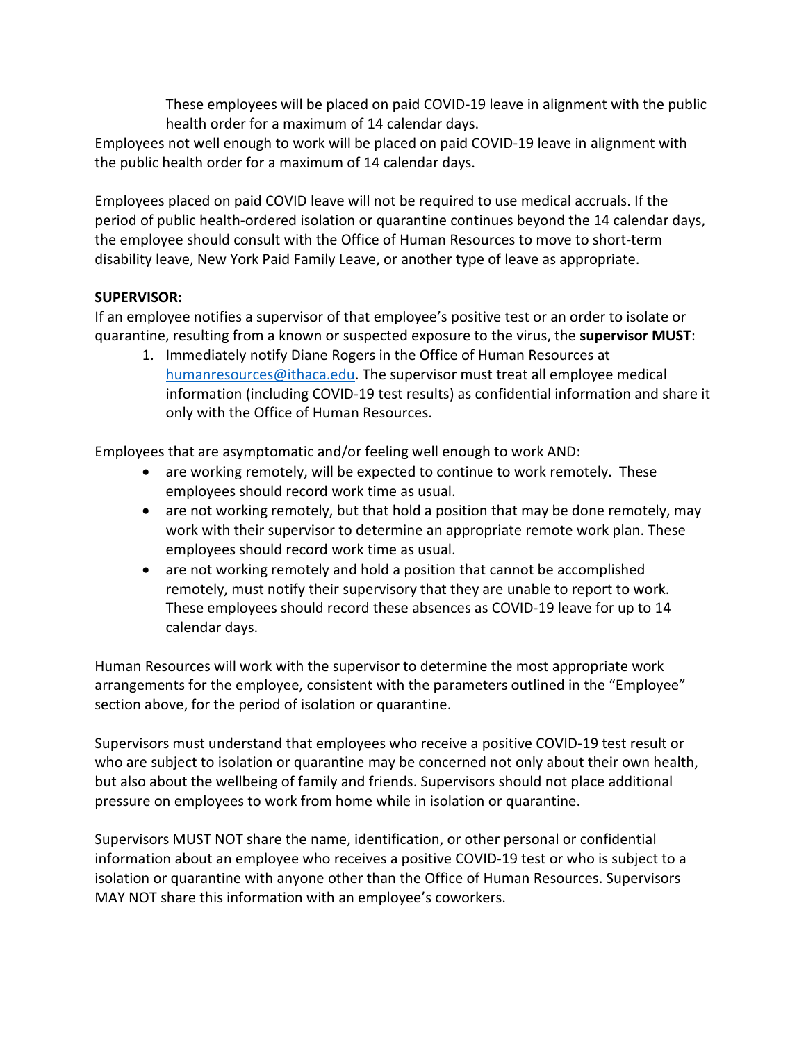These employees will be placed on paid COVID-19 leave in alignment with the public health order for a maximum of 14 calendar days.

Employees not well enough to work will be placed on paid COVID-19 leave in alignment with the public health order for a maximum of 14 calendar days.

Employees placed on paid COVID leave will not be required to use medical accruals. If the period of public health-ordered isolation or quarantine continues beyond the 14 calendar days, the employee should consult with the Office of Human Resources to move to short-term disability leave, New York Paid Family Leave, or another type of leave as appropriate.

**SUPERVISOR:**

If an employee notifies a supervisor of that employee's positive test or an order to isolate or quarantine, resulting from a known or suspected exposure to the virus, the **supervisor MUST**:

1. Immediately notify Diane Rogers in the Office of Human Resources at [humanresources@ithaca.edu](mailto:humanresources@ithaca.edu). The supervisor must treat all employee medical information (including COVID-19 test results) as confidential information and share it only with the Office of Human Resources.

Employees that are asymptomatic and/or feeling well enough to work AND:

- are working remotely, will be expected to continue to work remotely. These employees should record work time as usual.
- are not working remotely, but that hold a position that may be done remotely, may work with their supervisor to determine an appropriate remote work plan. These employees should record work time as usual.
- are not working remotely and hold a position that cannot be accomplished remotely, must notify their supervisory that they are unable to report to work. These employees should record these absences as COVID-19 leave for up to 14 calendar days.

Human Resources will work with the supervisor to determine the most appropriate work arrangements for the employee, consistent with the parameters outlined in the "Employee" section above, for the period of isolation or quarantine.

Supervisors must understand that employees who receive a positive COVID-19 test result or who are subject to isolation or quarantine may be concerned not only about their own health, but also about the wellbeing of family and friends. Supervisors should not place additional pressure on employees to work from home while in isolation or quarantine.

Supervisors MUST NOT share the name, identification, or other personal or confidential information about an employee who receives a positive COVID-19 test or who is subject to a isolation or quarantine with anyone other than the Office of Human Resources. Supervisors MAY NOT share this information with an employee's coworkers.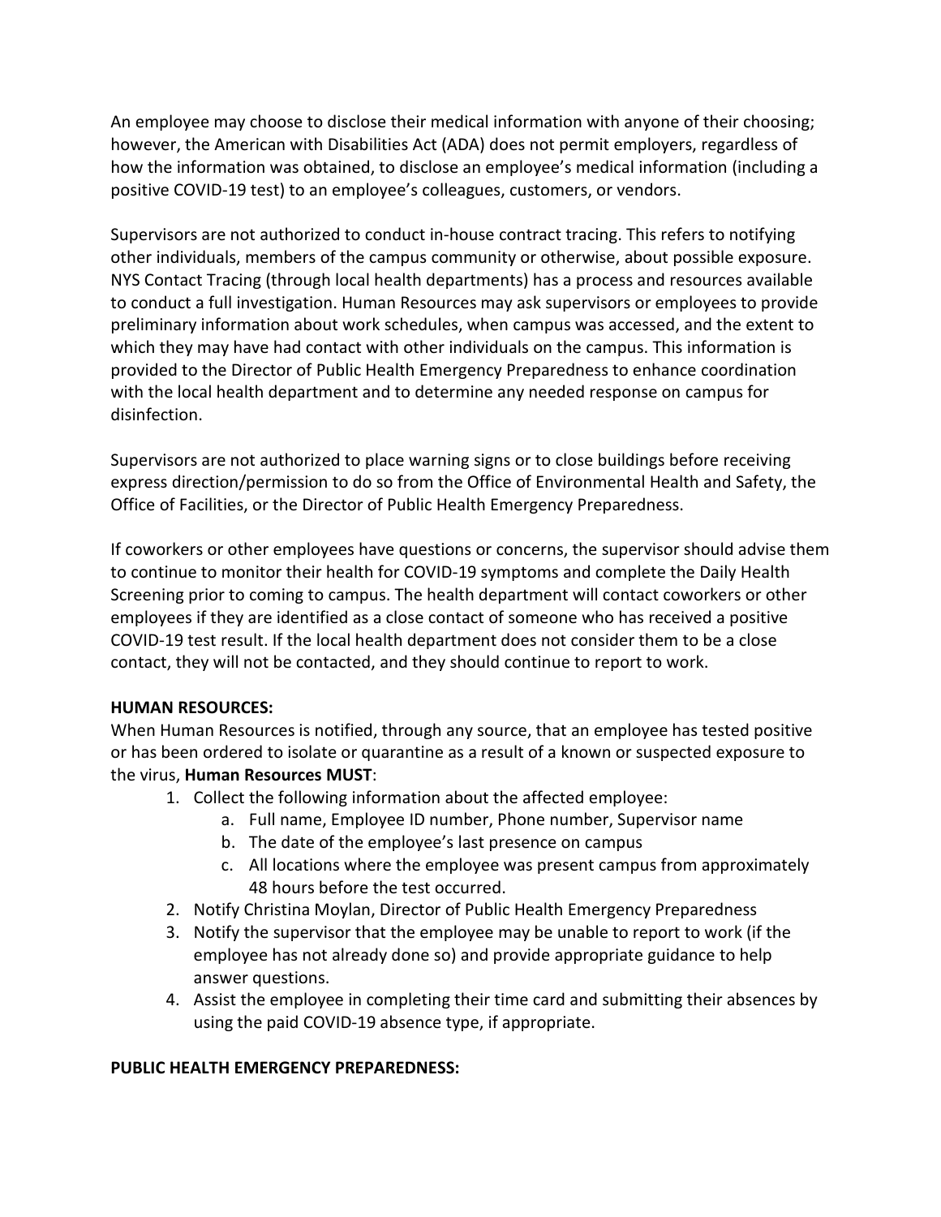An employee may choose to disclose their medical information with anyone of their choosing; however, the American with Disabilities Act (ADA) does not permit employers, regardless of how the information was obtained, to disclose an employee's medical information (including a positive COVID-19 test) to an employee's colleagues, customers, or vendors.

Supervisors are not authorized to conduct in-house contract tracing. This refers to notifying other individuals, members of the campus community or otherwise, about possible exposure. NYS Contact Tracing (through local health departments) has a process and resources available to conduct a full investigation. Human Resources may ask supervisors or employees to provide preliminary information about work schedules, when campus was accessed, and the extent to which they may have had contact with other individuals on the campus. This information is provided to the Director of Public Health Emergency Preparedness to enhance coordination with the local health department and to determine any needed response on campus for disinfection.

Supervisors are not authorized to place warning signs or to close buildings before receiving express direction/permission to do so from the Office of Environmental Health and Safety, the Office of Facilities, or the Director of Public Health Emergency Preparedness.

If coworkers or other employees have questions or concerns, the supervisor should advise them to continue to monitor their health for COVID-19 symptoms and complete the Daily Health Screening prior to coming to campus. The health department will contact coworkers or other employees if they are identified as a close contact of someone who has received a positive COVID-19 test result. If the local health department does not consider them to be a close contact, they will not be contacted, and they should continue to report to work.

**HUMAN RESOURCES:**

When Human Resources is notified, through any source, that an employee has tested positive or has been ordered to isolate or quarantine as a result of a known or suspected exposure to the virus, **Human Resources MUST**:

1. Collect the following information about the affected employee:
   a. Full name, Employee ID number, Phone number, Supervisor name
   b. The date of the employee's last presence on campus
   c. All locations where the employee was present campus from approximately 48 hours before the test occurred.
2. Notify Christina Moylan, Director of Public Health Emergency Preparedness
3. Notify the supervisor that the employee may be unable to report to work (if the employee has not already done so) and provide appropriate guidance to help answer questions.
4. Assist the employee in completing their time card and submitting their absences by using the paid COVID-19 absence type, if appropriate.

**PUBLIC HEALTH EMERGENCY PREPAREDNESS:**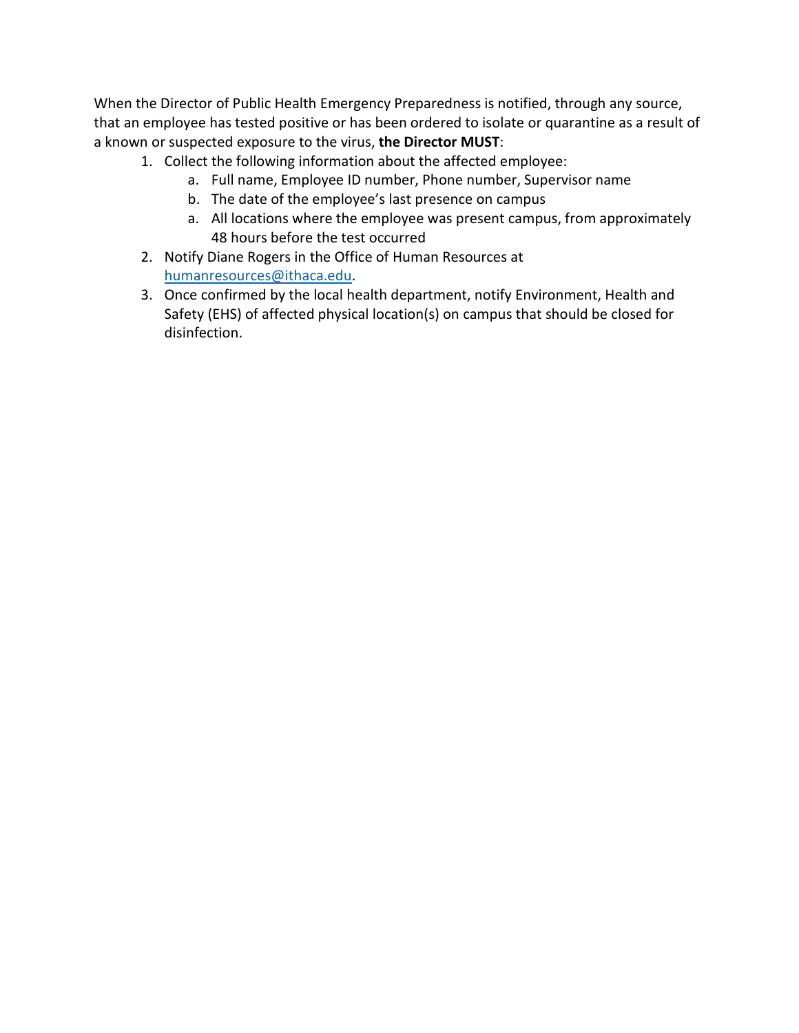When the Director of Public Health Emergency Preparedness is notified, through any source, that an employee has tested positive or has been ordered to isolate or quarantine as a result of a known or suspected exposure to the virus, **the Director MUST**:

1. Collect the following information about the affected employee:
    a. Full name, Employee ID number, Phone number, Supervisor name
    b. The date of the employee's last presence on campus
    a. All locations where the employee was present campus, from approximately 48 hours before the test occurred
2. Notify Diane Rogers in the Office of Human Resources at humanresources@ithaca.edu.
3. Once confirmed by the local health department, notify Environment, Health and Safety (EHS) of affected physical location(s) on campus that should be closed for disinfection.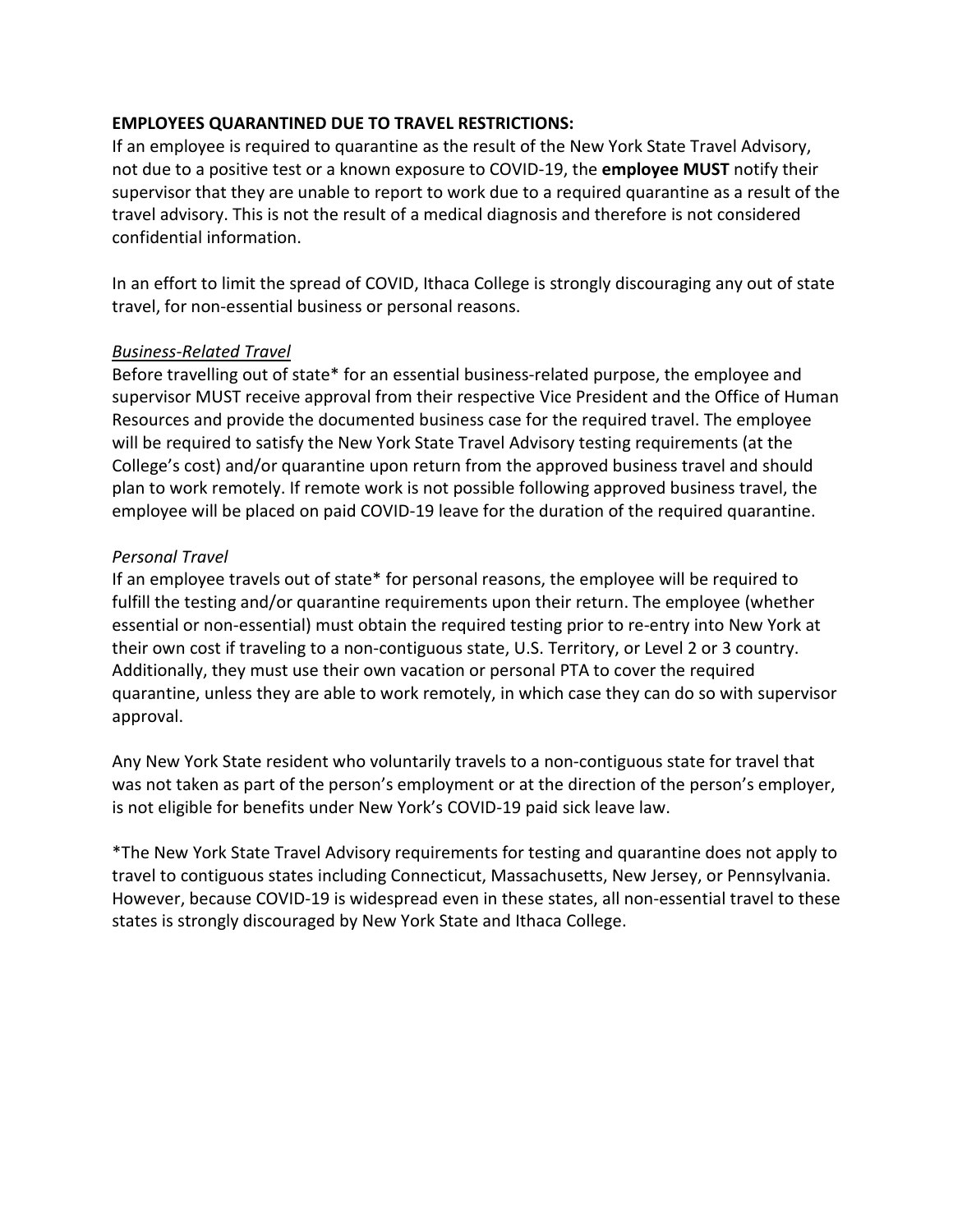**EMPLOYEES QUARANTINED DUE TO TRAVEL RESTRICTIONS:**
If an employee is required to quarantine as the result of the New York State Travel Advisory, not due to a positive test or a known exposure to COVID-19, the **employee MUST** notify their supervisor that they are unable to report to work due to a required quarantine as a result of the travel advisory. This is not the result of a medical diagnosis and therefore is not considered confidential information.

In an effort to limit the spread of COVID, Ithaca College is strongly discouraging any out of state travel, for non-essential business or personal reasons.

*Business-Related Travel*

Before travelling out of state* for an essential business-related purpose, the employee and supervisor MUST receive approval from their respective Vice President and the Office of Human Resources and provide the documented business case for the required travel. The employee will be required to satisfy the New York State Travel Advisory testing requirements (at the College's cost) and/or quarantine upon return from the approved business travel and should plan to work remotely. If remote work is not possible following approved business travel, the employee will be placed on paid COVID-19 leave for the duration of the required quarantine.

*Personal Travel*

If an employee travels out of state* for personal reasons, the employee will be required to fulfill the testing and/or quarantine requirements upon their return. The employee (whether essential or non-essential) must obtain the required testing prior to re-entry into New York at their own cost if traveling to a non-contiguous state, U.S. Territory, or Level 2 or 3 country. Additionally, they must use their own vacation or personal PTA to cover the required quarantine, unless they are able to work remotely, in which case they can do so with supervisor approval.

Any New York State resident who voluntarily travels to a non-contiguous state for travel that was not taken as part of the person's employment or at the direction of the person's employer, is not eligible for benefits under New York's COVID-19 paid sick leave law.

*The New York State Travel Advisory requirements for testing and quarantine does not apply to travel to contiguous states including Connecticut, Massachusetts, New Jersey, or Pennsylvania. However, because COVID-19 is widespread even in these states, all non-essential travel to these states is strongly discouraged by New York State and Ithaca College.